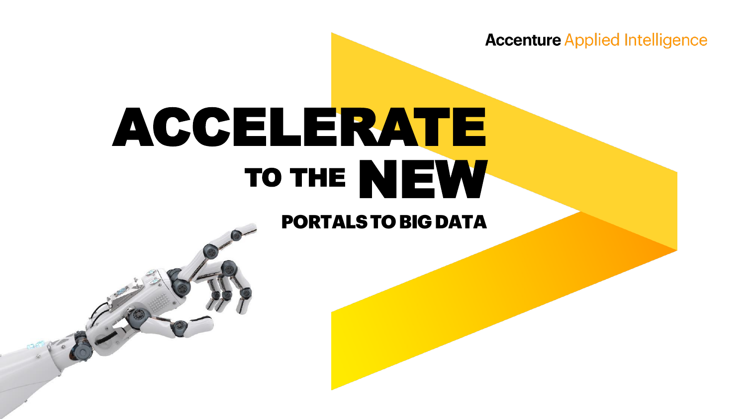Accenture Applied Intelligence

# ACCELERATE TO THE NEW

## PORTALS TO BIG DATA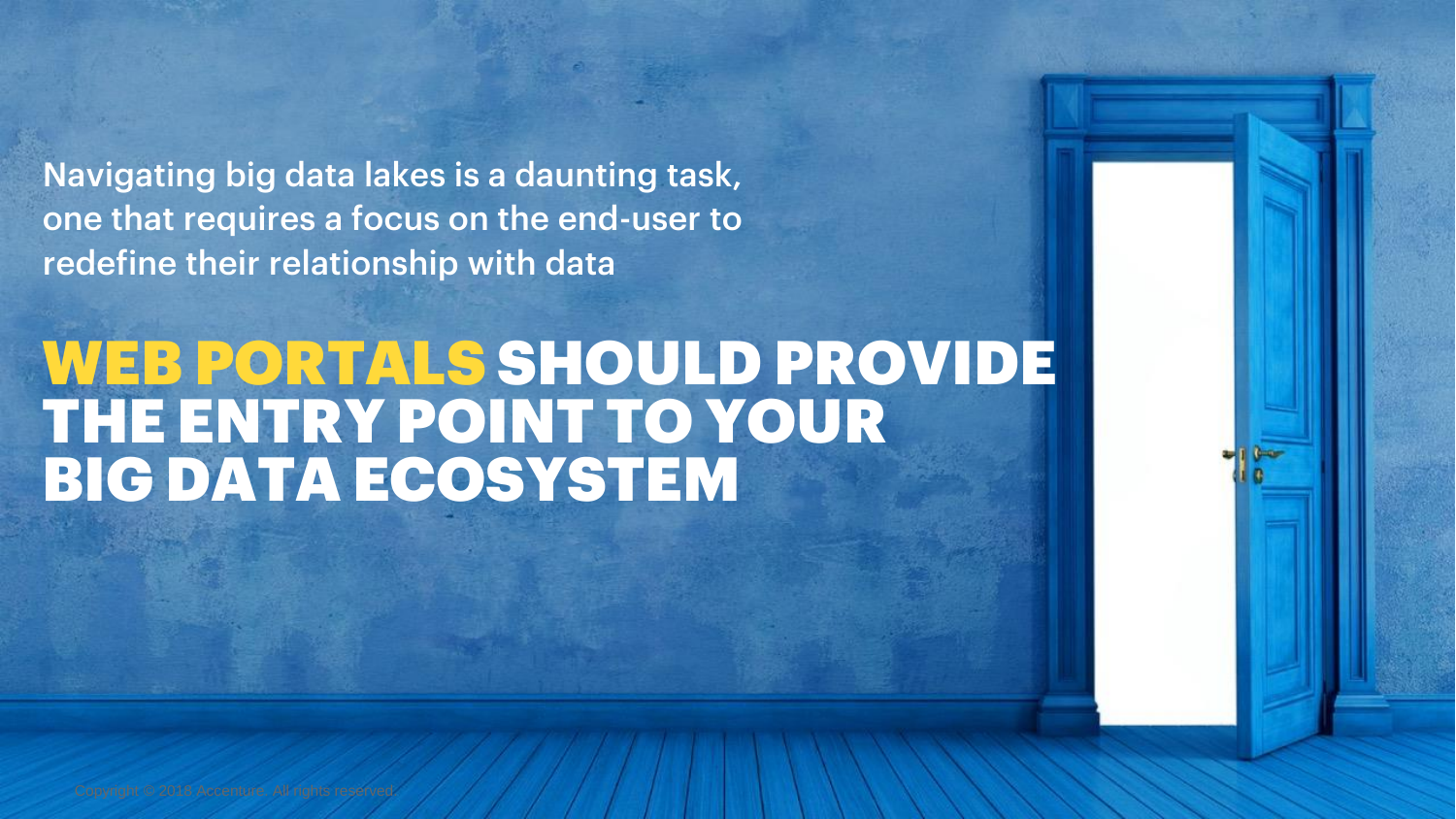Navigating big data lakes is a daunting task, one that requires a focus on the end-user to redefine their relationship with data

# WEB PORTALS SHOULD PROVIDE THE ENTRY POINT TO YOUR BIG DATA ECOSYSTEM

Copyright © 2018 Accenture. All rights reserved.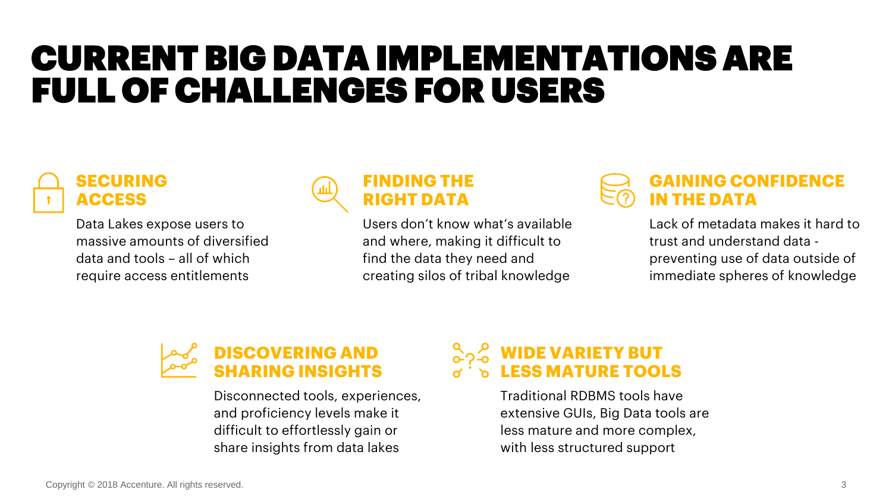# CURRENT BIG DATA IMPLEMENTATIONS ARE FULL OF CHALLENGES FOR USERS

## SECURING ACCESS

Data Lakes expose users to massive amounts of diversified data and tools – all of which require access entitlements

## FINDING THE RIGHT DATA

Users don't know what's available and where, making it difficult to find the data they need and creating silos of tribal knowledge

## GAINING CONFIDENCE IN THE DATA

Lack of metadata makes it hard to trust and understand data - preventing use of data outside of immediate spheres of knowledge

## DISCOVERING AND SHARING INSIGHTS

Disconnected tools, experiences, and proficiency levels make it difficult to effortlessly gain or share insights from data lakes

## WIDE VARIETY BUT LESS MATURE TOOLS

Traditional RDBMS tools have extensive GUIs, Big Data tools are less mature and more complex, with less structured support

Copyright © 2018 Accenture. All rights reserved.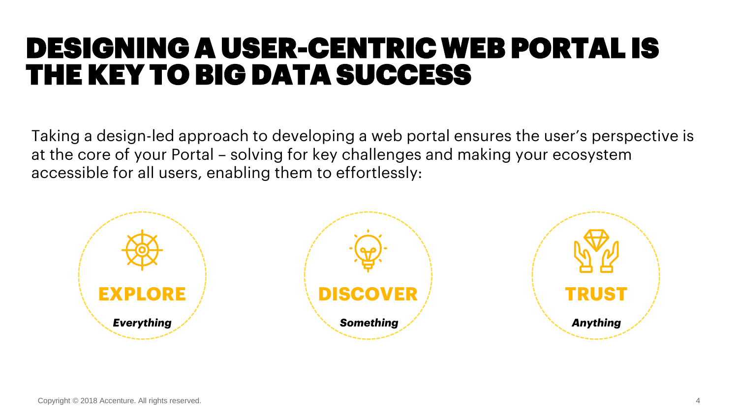# DESIGNING A USER-CENTRIC WEB PORTAL IS THE KEY TO BIG DATA SUCCESS

Taking a design-led approach to developing a web portal ensures the user's perspective is at the core of your Portal – solving for key challenges and making your ecosystem accessible for all users, enabling them to effortlessly:

**EXPLORE**
***Everything***

**DISCOVER**
***Something***

**TRUST**
***Anything***

Copyright © 2018 Accenture. All rights reserved.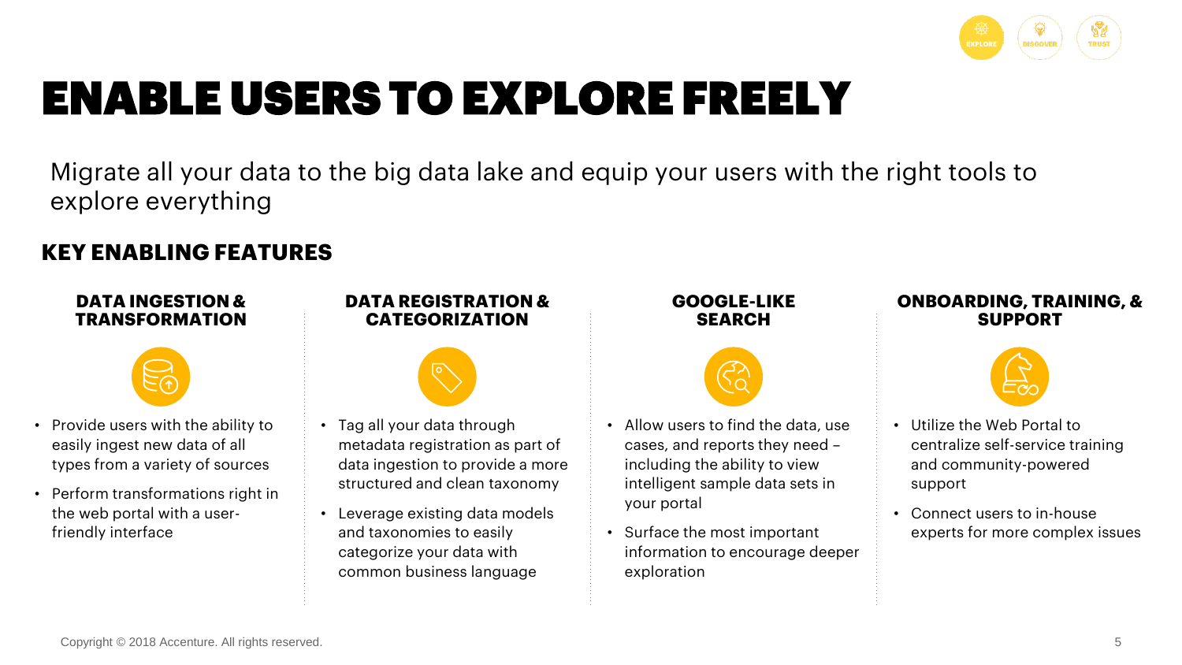# ENABLE USERS TO EXPLORE FREELY

Migrate all your data to the big data lake and equip your users with the right tools to explore everything

## KEY ENABLING FEATURES

### DATA INGESTION & TRANSFORMATION

- Provide users with the ability to easily ingest new data of all types from a variety of sources
- Perform transformations right in the web portal with a user-friendly interface

### DATA REGISTRATION & CATEGORIZATION

- Tag all your data through metadata registration as part of data ingestion to provide a more structured and clean taxonomy
- Leverage existing data models and taxonomies to easily categorize your data with common business language

### GOOGLE-LIKE SEARCH

- Allow users to find the data, use cases, and reports they need – including the ability to view intelligent sample data sets in your portal
- Surface the most important information to encourage deeper exploration

### ONBOARDING, TRAINING, & SUPPORT

- Utilize the Web Portal to centralize self-service training and community-powered support
- Connect users to in-house experts for more complex issues

Copyright © 2018 Accenture. All rights reserved.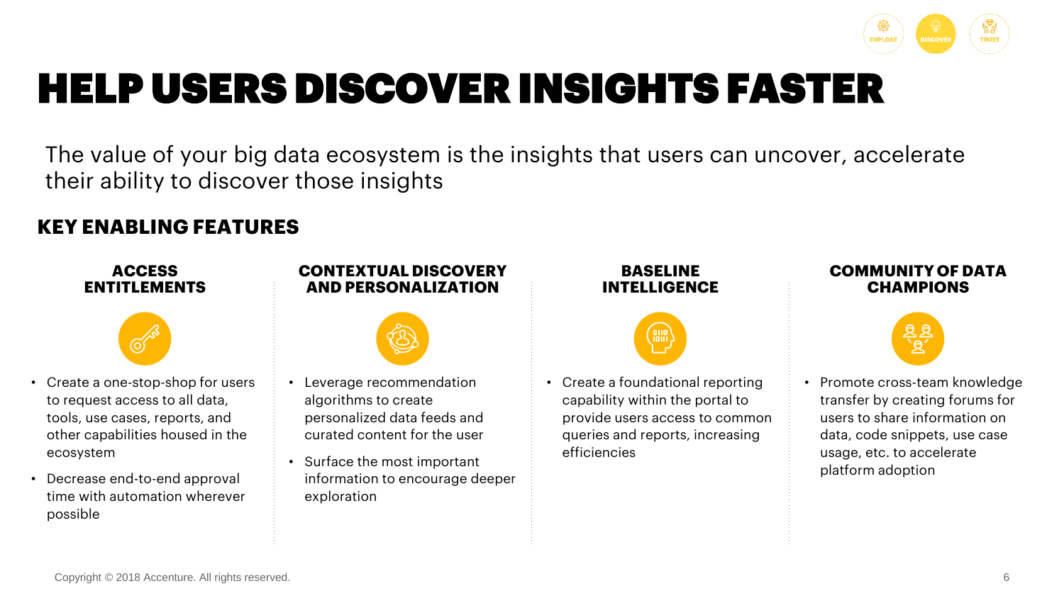# HELP USERS DISCOVER INSIGHTS FASTER

The value of your big data ecosystem is the insights that users can uncover, accelerate their ability to discover those insights

## KEY ENABLING FEATURES

### ACCESS ENTITLEMENTS

- Create a one-stop-shop for users to request access to all data, tools, use cases, reports, and other capabilities housed in the ecosystem
- Decrease end-to-end approval time with automation wherever possible

### CONTEXTUAL DISCOVERY AND PERSONALIZATION

- Leverage recommendation algorithms to create personalized data feeds and curated content for the user
- Surface the most important information to encourage deeper exploration

### BASELINE INTELLIGENCE

- Create a foundational reporting capability within the portal to provide users access to common queries and reports, increasing efficiencies

### COMMUNITY OF DATA CHAMPIONS

- Promote cross-team knowledge transfer by creating forums for users to share information on data, code snippets, use case usage, etc. to accelerate platform adoption

Copyright © 2018 Accenture. All rights reserved.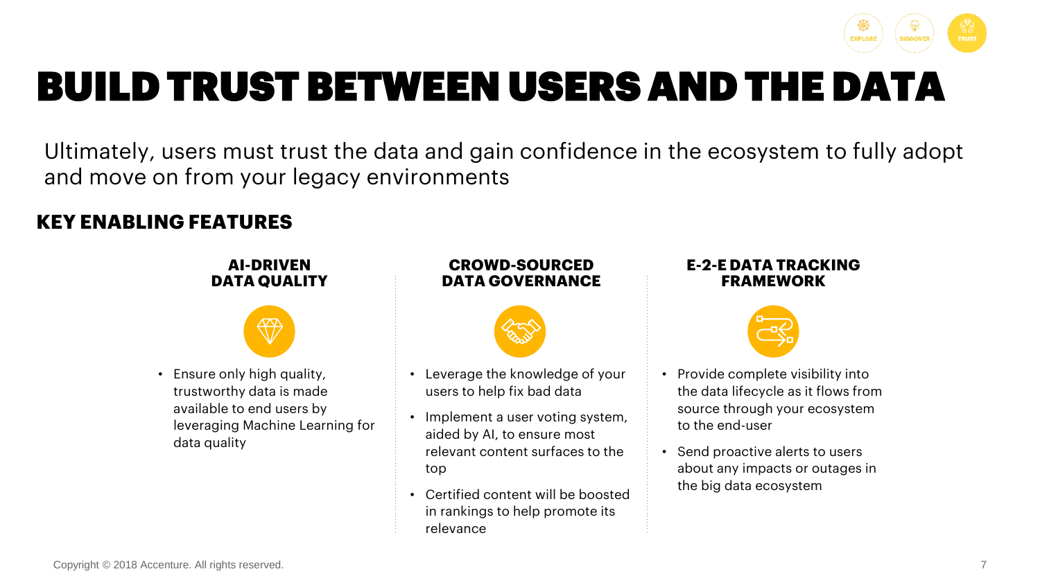# BUILD TRUST BETWEEN USERS AND THE DATA

Ultimately, users must trust the data and gain confidence in the ecosystem to fully adopt and move on from your legacy environments

## KEY ENABLING FEATURES

### AI-DRIVEN DATA QUALITY

- Ensure only high quality, trustworthy data is made available to end users by leveraging Machine Learning for data quality

### CROWD-SOURCED DATA GOVERNANCE

- Leverage the knowledge of your users to help fix bad data
- Implement a user voting system, aided by AI, to ensure most relevant content surfaces to the top
- Certified content will be boosted in rankings to help promote its relevance

### E-2-E DATA TRACKING FRAMEWORK

- Provide complete visibility into the data lifecycle as it flows from source through your ecosystem to the end-user
- Send proactive alerts to users about any impacts or outages in the big data ecosystem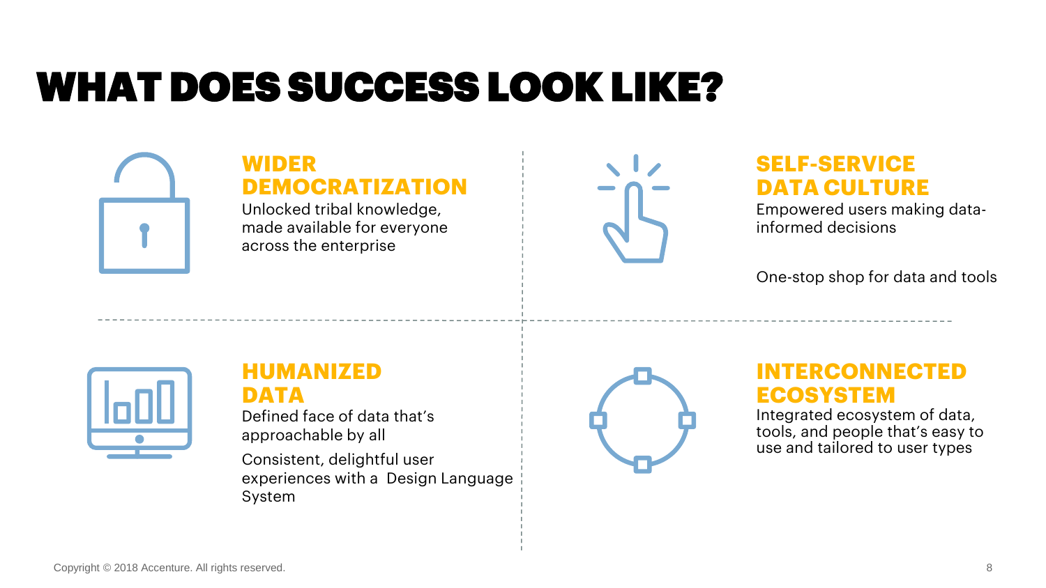# WHAT DOES SUCCESS LOOK LIKE?

## WIDER DEMOCRATIZATION

Unlocked tribal knowledge, made available for everyone across the enterprise

## SELF-SERVICE DATA CULTURE

Empowered users making data-informed decisions

One-stop shop for data and tools

## HUMANIZED DATA

Defined face of data that's approachable by all

Consistent, delightful user experiences with a Design Language System

## INTERCONNECTED ECOSYSTEM

Integrated ecosystem of data, tools, and people that's easy to use and tailored to user types

Copyright © 2018 Accenture. All rights reserved.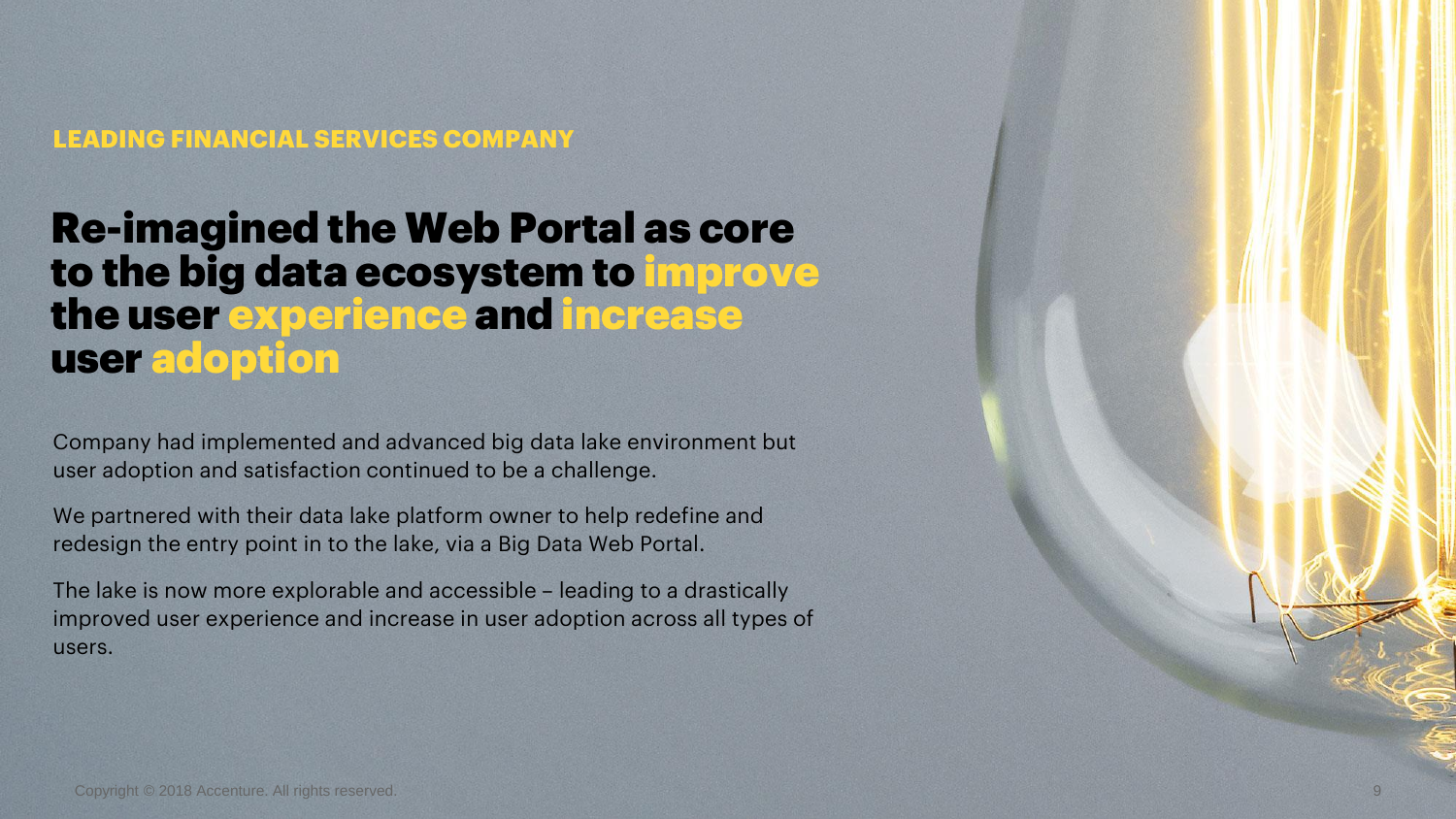### LEADING FINANCIAL SERVICES COMPANY

# Re-imagined the Web Portal as core to the big data ecosystem to improve the user experience and increase user adoption

Company had implemented and advanced big data lake environment but user adoption and satisfaction continued to be a challenge.

We partnered with their data lake platform owner to help redefine and redesign the entry point in to the lake, via a Big Data Web Portal.

The lake is now more explorable and accessible – leading to a drastically improved user experience and increase in user adoption across all types of users.

Copyright © 2018 Accenture. All rights reserved.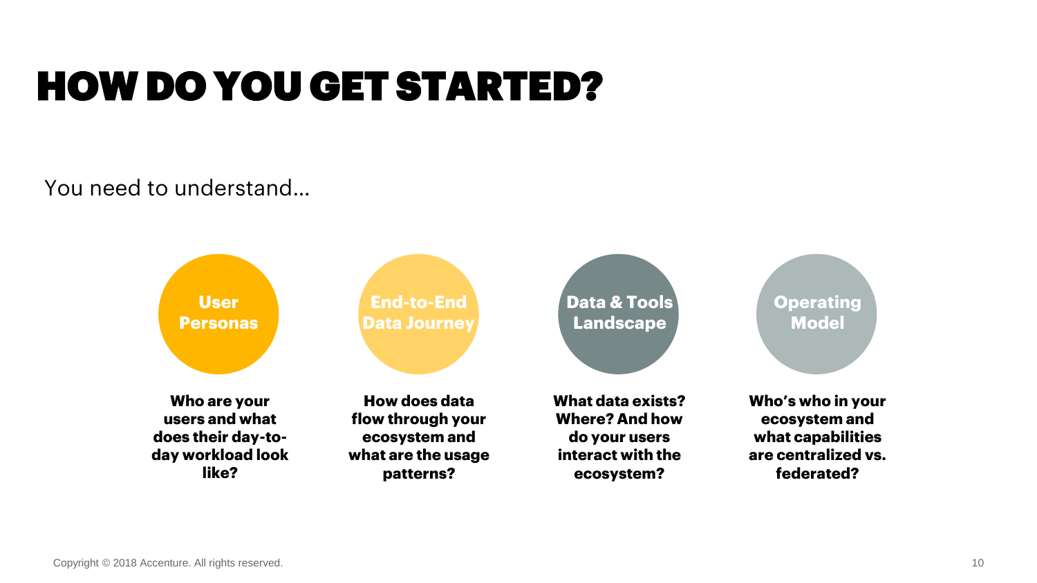# HOW DO YOU GET STARTED?

You need to understand…

**User Personas**

**Who are your users and what does their day-to-day workload look like?**

**End-to-End Data Journey**

**How does data flow through your ecosystem and what are the usage patterns?**

**Data & Tools Landscape**

**What data exists? Where? And how do your users interact with the ecosystem?**

**Operating Model**

**Who's who in your ecosystem and what capabilities are centralized vs. federated?**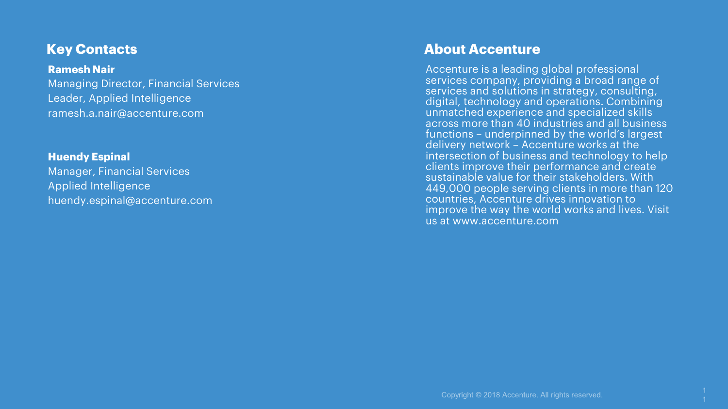## Key Contacts

**Ramesh Nair**
Managing Director, Financial Services
Leader, Applied Intelligence
ramesh.a.nair@accenture.com

**Huendy Espinal**
Manager, Financial Services
Applied Intelligence
huendy.espinal@accenture.com

## About Accenture

Accenture is a leading global professional services company, providing a broad range of services and solutions in strategy, consulting, digital, technology and operations. Combining unmatched experience and specialized skills across more than 40 industries and all business functions – underpinned by the world's largest delivery network – Accenture works at the intersection of business and technology to help clients improve their performance and create sustainable value for their stakeholders. With 449,000 people serving clients in more than 120 countries, Accenture drives innovation to improve the way the world works and lives. Visit us at www.accenture.com

Copyright © 2018 Accenture. All rights reserved.